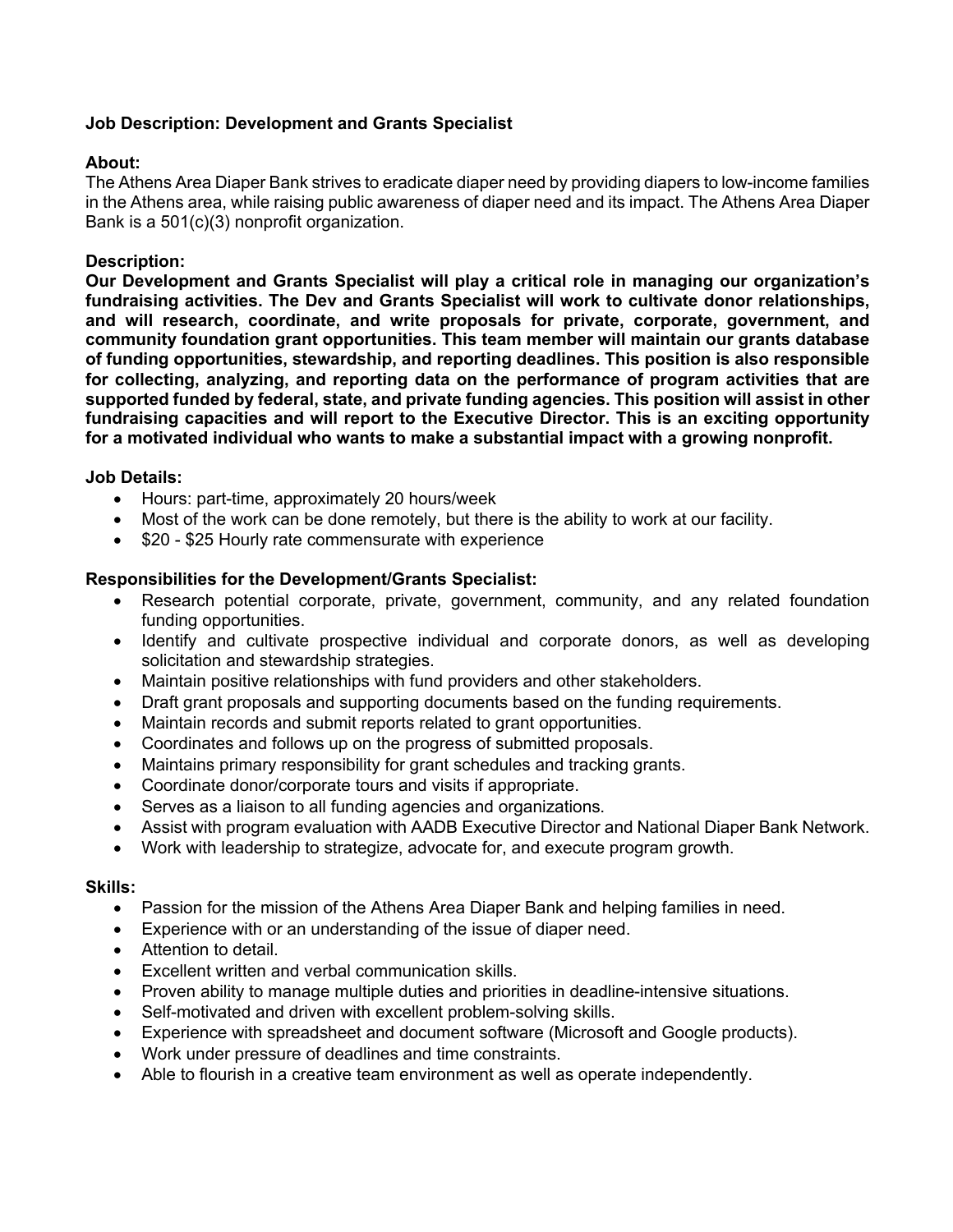**Job Description: Development and Grants Specialist**

**About:**
The Athens Area Diaper Bank strives to eradicate diaper need by providing diapers to low-income families in the Athens area, while raising public awareness of diaper need and its impact. The Athens Area Diaper Bank is a 501(c)(3) nonprofit organization.

**Description:**
**Our Development and Grants Specialist will play a critical role in managing our organization's fundraising activities. The Dev and Grants Specialist will work to cultivate donor relationships, and will research, coordinate, and write proposals for private, corporate, government, and community foundation grant opportunities. This team member will maintain our grants database of funding opportunities, stewardship, and reporting deadlines. This position is also responsible for collecting, analyzing, and reporting data on the performance of program activities that are supported funded by federal, state, and private funding agencies. This position will assist in other fundraising capacities and will report to the Executive Director. This is an exciting opportunity for a motivated individual who wants to make a substantial impact with a growing nonprofit.**

**Job Details:**
- Hours: part-time, approximately 20 hours/week
- Most of the work can be done remotely, but there is the ability to work at our facility.
- $20 - $25 Hourly rate commensurate with experience

**Responsibilities for the Development/Grants Specialist:**
- Research potential corporate, private, government, community, and any related foundation funding opportunities.
- Identify and cultivate prospective individual and corporate donors, as well as developing solicitation and stewardship strategies.
- Maintain positive relationships with fund providers and other stakeholders.
- Draft grant proposals and supporting documents based on the funding requirements.
- Maintain records and submit reports related to grant opportunities.
- Coordinates and follows up on the progress of submitted proposals.
- Maintains primary responsibility for grant schedules and tracking grants.
- Coordinate donor/corporate tours and visits if appropriate.
- Serves as a liaison to all funding agencies and organizations.
- Assist with program evaluation with AADB Executive Director and National Diaper Bank Network.
- Work with leadership to strategize, advocate for, and execute program growth.

**Skills:**
- Passion for the mission of the Athens Area Diaper Bank and helping families in need.
- Experience with or an understanding of the issue of diaper need.
- Attention to detail.
- Excellent written and verbal communication skills.
- Proven ability to manage multiple duties and priorities in deadline-intensive situations.
- Self-motivated and driven with excellent problem-solving skills.
- Experience with spreadsheet and document software (Microsoft and Google products).
- Work under pressure of deadlines and time constraints.
- Able to flourish in a creative team environment as well as operate independently.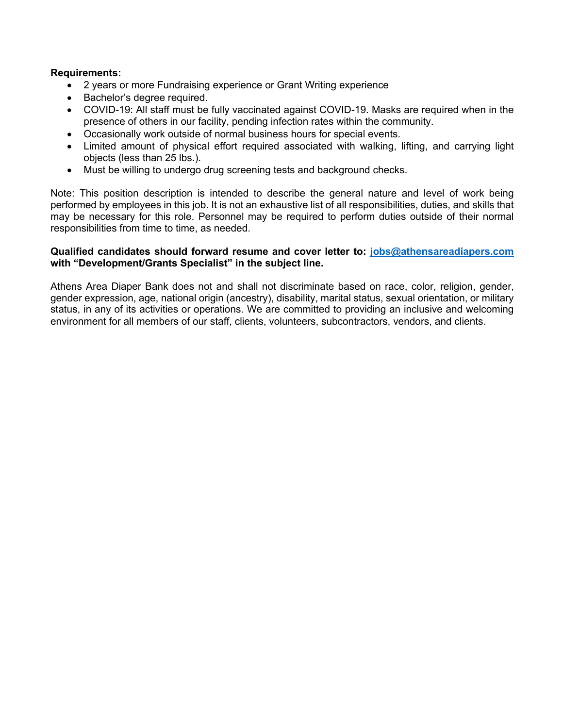**Requirements:**

- 2 years or more Fundraising experience or Grant Writing experience
- Bachelor's degree required.
- COVID-19: All staff must be fully vaccinated against COVID-19. Masks are required when in the presence of others in our facility, pending infection rates within the community.
- Occasionally work outside of normal business hours for special events.
- Limited amount of physical effort required associated with walking, lifting, and carrying light objects (less than 25 lbs.).
- Must be willing to undergo drug screening tests and background checks.

Note: This position description is intended to describe the general nature and level of work being performed by employees in this job. It is not an exhaustive list of all responsibilities, duties, and skills that may be necessary for this role. Personnel may be required to perform duties outside of their normal responsibilities from time to time, as needed.

**Qualified candidates should forward resume and cover letter to: jobs@athensareadiapers.com with "Development/Grants Specialist" in the subject line.**

Athens Area Diaper Bank does not and shall not discriminate based on race, color, religion, gender, gender expression, age, national origin (ancestry), disability, marital status, sexual orientation, or military status, in any of its activities or operations. We are committed to providing an inclusive and welcoming environment for all members of our staff, clients, volunteers, subcontractors, vendors, and clients.